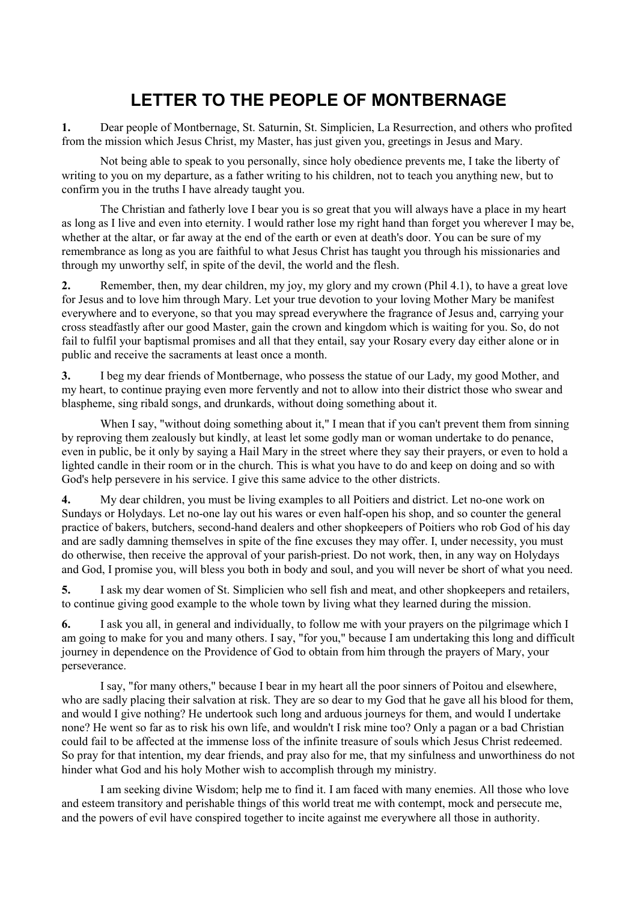# LETTER TO THE PEOPLE OF MONTBERNAGE

**1.** Dear people of Montbernage, St. Saturnin, St. Simplicien, La Resurrection, and others who profited from the mission which Jesus Christ, my Master, has just given you, greetings in Jesus and Mary.

Not being able to speak to you personally, since holy obedience prevents me, I take the liberty of writing to you on my departure, as a father writing to his children, not to teach you anything new, but to confirm you in the truths I have already taught you.

The Christian and fatherly love I bear you is so great that you will always have a place in my heart as long as I live and even into eternity. I would rather lose my right hand than forget you wherever I may be, whether at the altar, or far away at the end of the earth or even at death's door. You can be sure of my remembrance as long as you are faithful to what Jesus Christ has taught you through his missionaries and through my unworthy self, in spite of the devil, the world and the flesh.

**2.** Remember, then, my dear children, my joy, my glory and my crown (Phil 4.1), to have a great love for Jesus and to love him through Mary. Let your true devotion to your loving Mother Mary be manifest everywhere and to everyone, so that you may spread everywhere the fragrance of Jesus and, carrying your cross steadfastly after our good Master, gain the crown and kingdom which is waiting for you. So, do not fail to fulfil your baptismal promises and all that they entail, say your Rosary every day either alone or in public and receive the sacraments at least once a month.

**3.** I beg my dear friends of Montbernage, who possess the statue of our Lady, my good Mother, and my heart, to continue praying even more fervently and not to allow into their district those who swear and blaspheme, sing ribald songs, and drunkards, without doing something about it.

When I say, "without doing something about it," I mean that if you can't prevent them from sinning by reproving them zealously but kindly, at least let some godly man or woman undertake to do penance, even in public, be it only by saying a Hail Mary in the street where they say their prayers, or even to hold a lighted candle in their room or in the church. This is what you have to do and keep on doing and so with God's help persevere in his service. I give this same advice to the other districts.

**4.** My dear children, you must be living examples to all Poitiers and district. Let no-one work on Sundays or Holydays. Let no-one lay out his wares or even half-open his shop, and so counter the general practice of bakers, butchers, second-hand dealers and other shopkeepers of Poitiers who rob God of his day and are sadly damning themselves in spite of the fine excuses they may offer. I, under necessity, you must do otherwise, then receive the approval of your parish-priest. Do not work, then, in any way on Holydays and God, I promise you, will bless you both in body and soul, and you will never be short of what you need.

**5.** I ask my dear women of St. Simplicien who sell fish and meat, and other shopkeepers and retailers, to continue giving good example to the whole town by living what they learned during the mission.

**6.** I ask you all, in general and individually, to follow me with your prayers on the pilgrimage which I am going to make for you and many others. I say, "for you," because I am undertaking this long and difficult journey in dependence on the Providence of God to obtain from him through the prayers of Mary, your perseverance.

I say, "for many others," because I bear in my heart all the poor sinners of Poitou and elsewhere, who are sadly placing their salvation at risk. They are so dear to my God that he gave all his blood for them, and would I give nothing? He undertook such long and arduous journeys for them, and would I undertake none? He went so far as to risk his own life, and wouldn't I risk mine too? Only a pagan or a bad Christian could fail to be affected at the immense loss of the infinite treasure of souls which Jesus Christ redeemed. So pray for that intention, my dear friends, and pray also for me, that my sinfulness and unworthiness do not hinder what God and his holy Mother wish to accomplish through my ministry.

I am seeking divine Wisdom; help me to find it. I am faced with many enemies. All those who love and esteem transitory and perishable things of this world treat me with contempt, mock and persecute me, and the powers of evil have conspired together to incite against me everywhere all those in authority.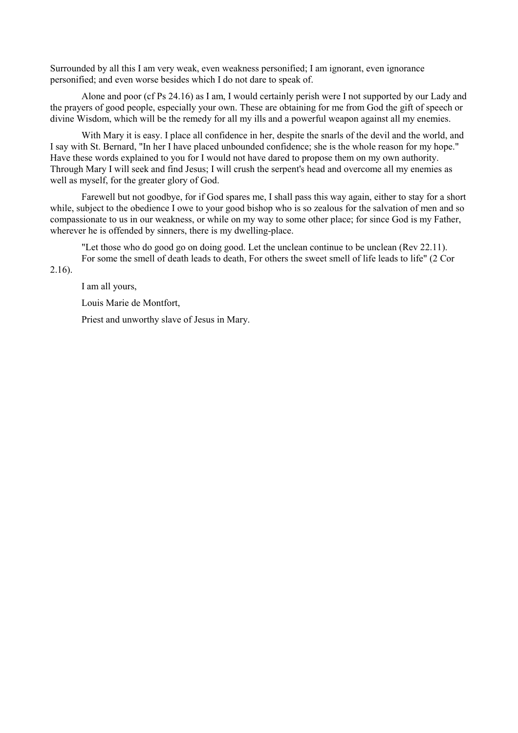Surrounded by all this I am very weak, even weakness personified; I am ignorant, even ignorance personified; and even worse besides which I do not dare to speak of.

Alone and poor (cf Ps 24.16) as I am, I would certainly perish were I not supported by our Lady and the prayers of good people, especially your own. These are obtaining for me from God the gift of speech or divine Wisdom, which will be the remedy for all my ills and a powerful weapon against all my enemies.

With Mary it is easy. I place all confidence in her, despite the snarls of the devil and the world, and I say with St. Bernard, "In her I have placed unbounded confidence; she is the whole reason for my hope." Have these words explained to you for I would not have dared to propose them on my own authority. Through Mary I will seek and find Jesus; I will crush the serpent's head and overcome all my enemies as well as myself, for the greater glory of God.

Farewell but not goodbye, for if God spares me, I shall pass this way again, either to stay for a short while, subject to the obedience I owe to your good bishop who is so zealous for the salvation of men and so compassionate to us in our weakness, or while on my way to some other place; for since God is my Father, wherever he is offended by sinners, there is my dwelling-place.

"Let those who do good go on doing good. Let the unclean continue to be unclean (Rev 22.11).
For some the smell of death leads to death, For others the sweet smell of life leads to life" (2 Cor 2.16).

I am all yours,

Louis Marie de Montfort,

Priest and unworthy slave of Jesus in Mary.